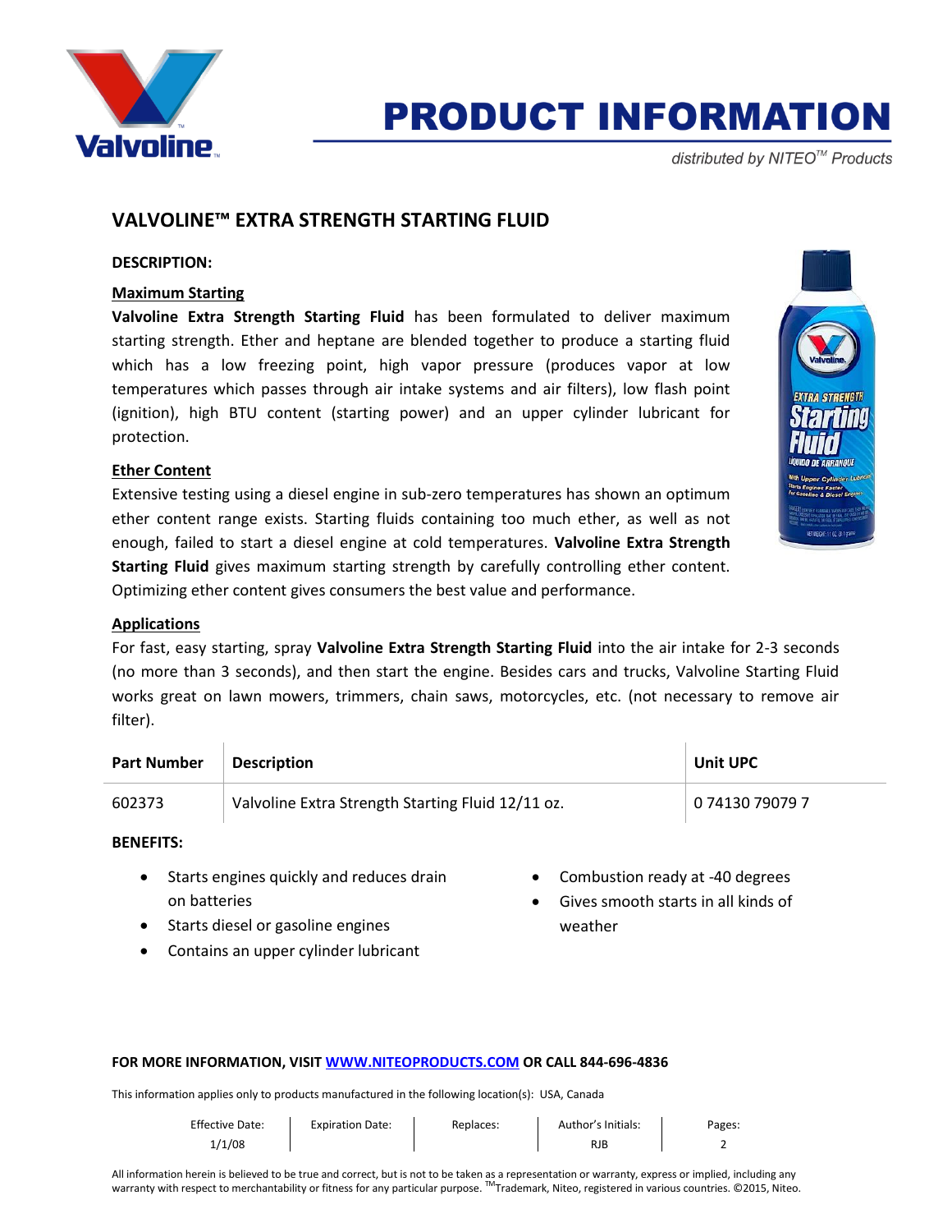# PRODUCT INFORMATION

*distributed by NITEO™ Products*

## VALVOLINE™ EXTRA STRENGTH STARTING FLUID

**DESCRIPTION:**

**Maximum Starting**

**Valvoline Extra Strength Starting Fluid** has been formulated to deliver maximum starting strength. Ether and heptane are blended together to produce a starting fluid which has a low freezing point, high vapor pressure (produces vapor at low temperatures which passes through air intake systems and air filters), low flash point (ignition), high BTU content (starting power) and an upper cylinder lubricant for protection.

**Ether Content**

Extensive testing using a diesel engine in sub-zero temperatures has shown an optimum ether content range exists. Starting fluids containing too much ether, as well as not enough, failed to start a diesel engine at cold temperatures. **Valvoline Extra Strength Starting Fluid** gives maximum starting strength by carefully controlling ether content. Optimizing ether content gives consumers the best value and performance.

**Applications**

For fast, easy starting, spray **Valvoline Extra Strength Starting Fluid** into the air intake for 2-3 seconds (no more than 3 seconds), and then start the engine. Besides cars and trucks, Valvoline Starting Fluid works great on lawn mowers, trimmers, chain saws, motorcycles, etc. (not necessary to remove air filter).

| Part Number | Description | Unit UPC |
|---|---|---|
| 602373 | Valvoline Extra Strength Starting Fluid 12/11 oz. | 0 74130 79079 7 |

**BENEFITS:**

- Starts engines quickly and reduces drain on batteries
- Starts diesel or gasoline engines
- Contains an upper cylinder lubricant
- Combustion ready at -40 degrees
- Gives smooth starts in all kinds of weather

**FOR MORE INFORMATION, VISIT [WWW.NITEOPRODUCTS.COM](http://WWW.NITEOPRODUCTS.COM) OR CALL 844-696-4836**

This information applies only to products manufactured in the following location(s): USA, Canada

| Effective Date: | Expiration Date: | Replaces: | Author's Initials: | Pages: |
|---|---|---|---|---|
| 1/1/08 | | | RJB | 2 |

All information herein is believed to be true and correct, but is not to be taken as a representation or warranty, express or implied, including any warranty with respect to merchantability or fitness for any particular purpose. ™Trademark, Niteo, registered in various countries. ©2015, Niteo.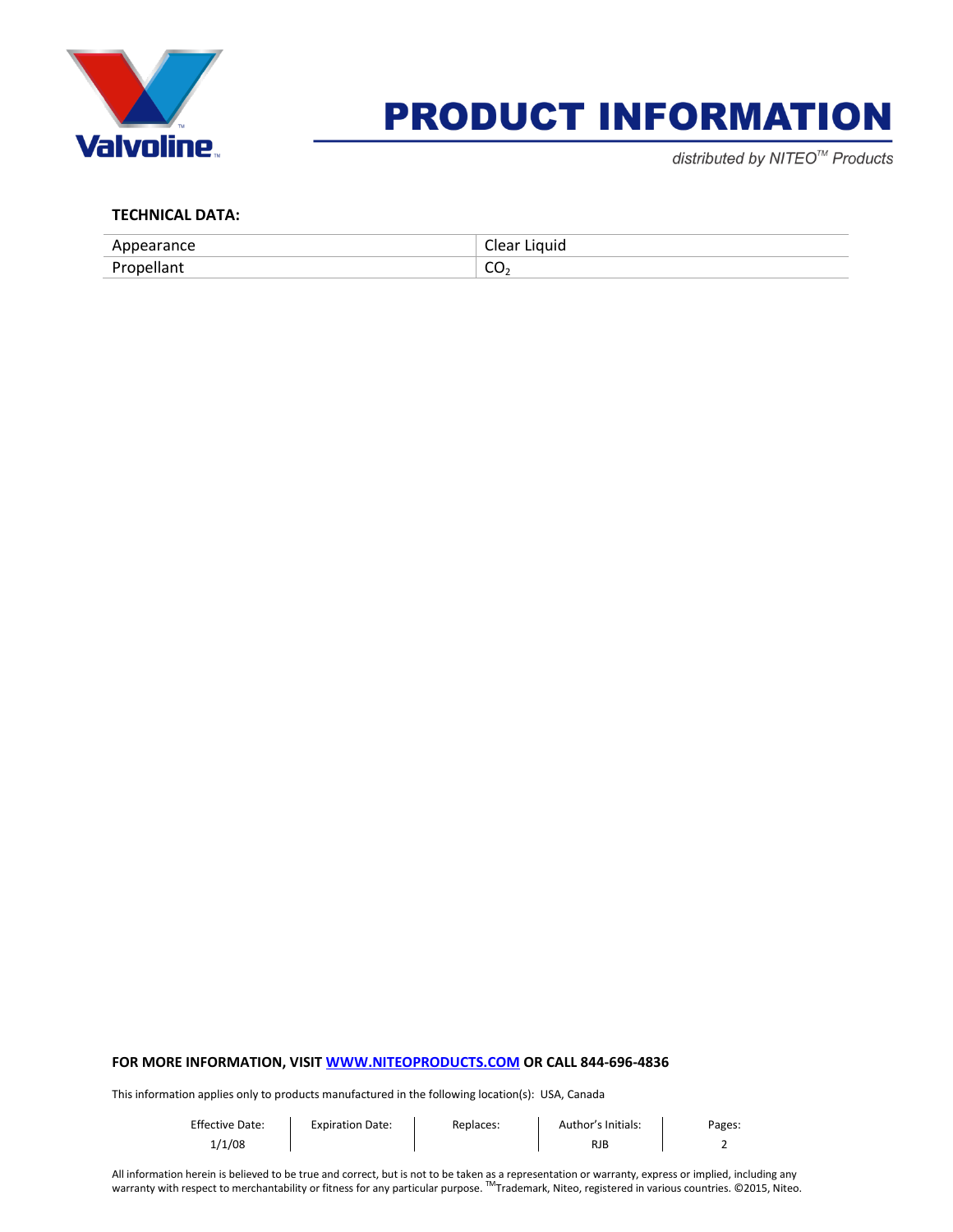# PRODUCT INFORMATION

*distributed by NITEO™ Products*

**TECHNICAL DATA:**

| | |
|---|---|
| Appearance | Clear Liquid |
| Propellant | $CO_2$ |

**FOR MORE INFORMATION, VISIT [WWW.NITEOPRODUCTS.COM](http://WWW.NITEOPRODUCTS.COM) OR CALL 844-696-4836**

This information applies only to products manufactured in the following location(s): USA, Canada

| Effective Date: | Expiration Date: | Replaces: | Author's Initials: | Pages: |
|---|---|---|---|---|
| 1/1/08 | | | RJB | 2 |

All information herein is believed to be true and correct, but is not to be taken as a representation or warranty, express or implied, including any warranty with respect to merchantability or fitness for any particular purpose. ™Trademark, Niteo, registered in various countries. ©2015, Niteo.